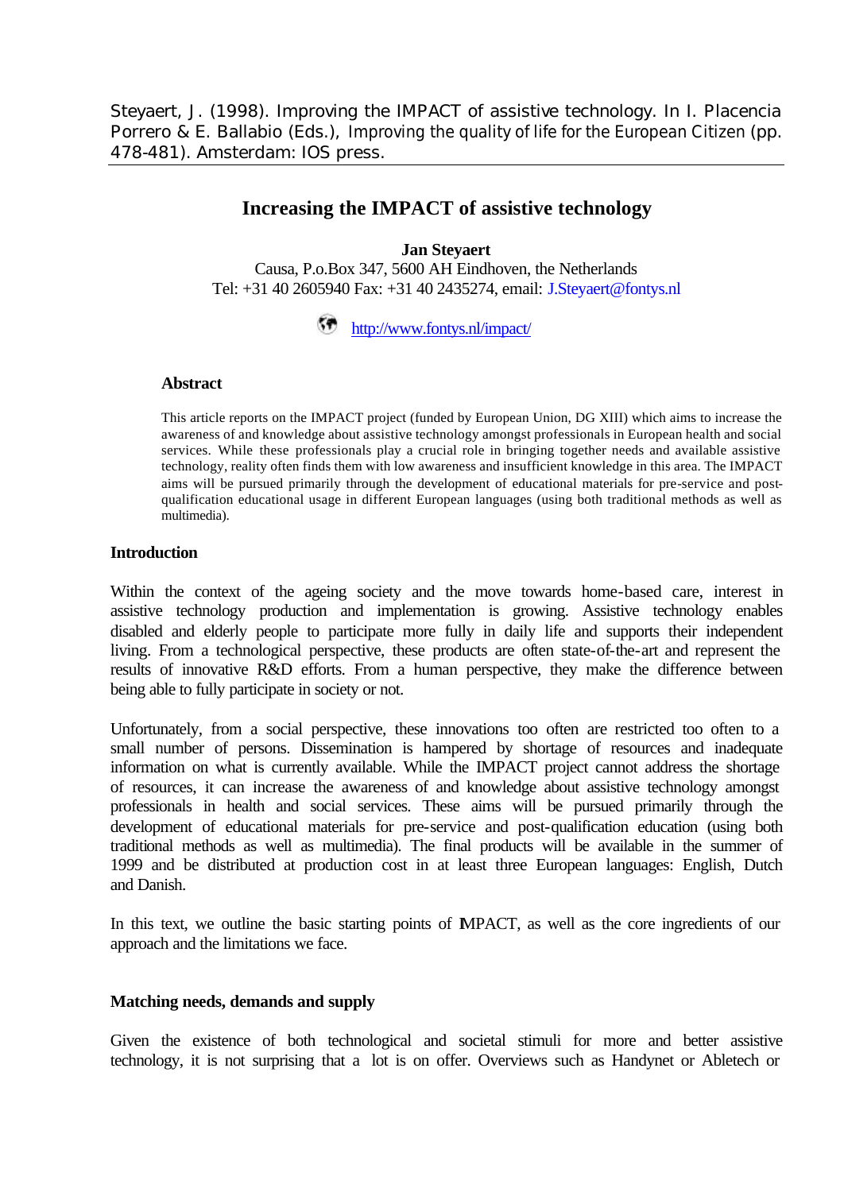Steyaert, J. (1998). Improving the IMPACT of assistive technology. In I. Placencia Porrero & E. Ballabio (Eds.), *Improving the quality of life for the European Citizen* (pp. 478-481). Amsterdam: IOS press.

# Increasing the IMPACT of assistive technology

**Jan Steyaert**

Causa, P.o.Box 347, 5600 AH Eindhoven, the Netherlands
Tel: +31 40 2605940 Fax: +31 40 2435274, email: J.Steyaert@fontys.nl

http://www.fontys.nl/impact/

### Abstract

This article reports on the IMPACT project (funded by European Union, DG XIII) which aims to increase the awareness of and knowledge about assistive technology amongst professionals in European health and social services. While these professionals play a crucial role in bringing together needs and available assistive technology, reality often finds them with low awareness and insufficient knowledge in this area. The IMPACT aims will be pursued primarily through the development of educational materials for pre-service and post-qualification educational usage in different European languages (using both traditional methods as well as multimedia).

## Introduction

Within the context of the ageing society and the move towards home-based care, interest in assistive technology production and implementation is growing. Assistive technology enables disabled and elderly people to participate more fully in daily life and supports their independent living. From a technological perspective, these products are often state-of-the-art and represent the results of innovative R&D efforts. From a human perspective, they make the difference between being able to fully participate in society or not.

Unfortunately, from a social perspective, these innovations too often are restricted too often to a small number of persons. Dissemination is hampered by shortage of resources and inadequate information on what is currently available. While the IMPACT project cannot address the shortage of resources, it can increase the awareness of and knowledge about assistive technology amongst professionals in health and social services. These aims will be pursued primarily through the development of educational materials for pre-service and post-qualification education (using both traditional methods as well as multimedia). The final products will be available in the summer of 1999 and be distributed at production cost in at least three European languages: English, Dutch and Danish.

In this text, we outline the basic starting points of IMPACT, as well as the core ingredients of our approach and the limitations we face.

## Matching needs, demands and supply

Given the existence of both technological and societal stimuli for more and better assistive technology, it is not surprising that a lot is on offer. Overviews such as Handynet or Abletech or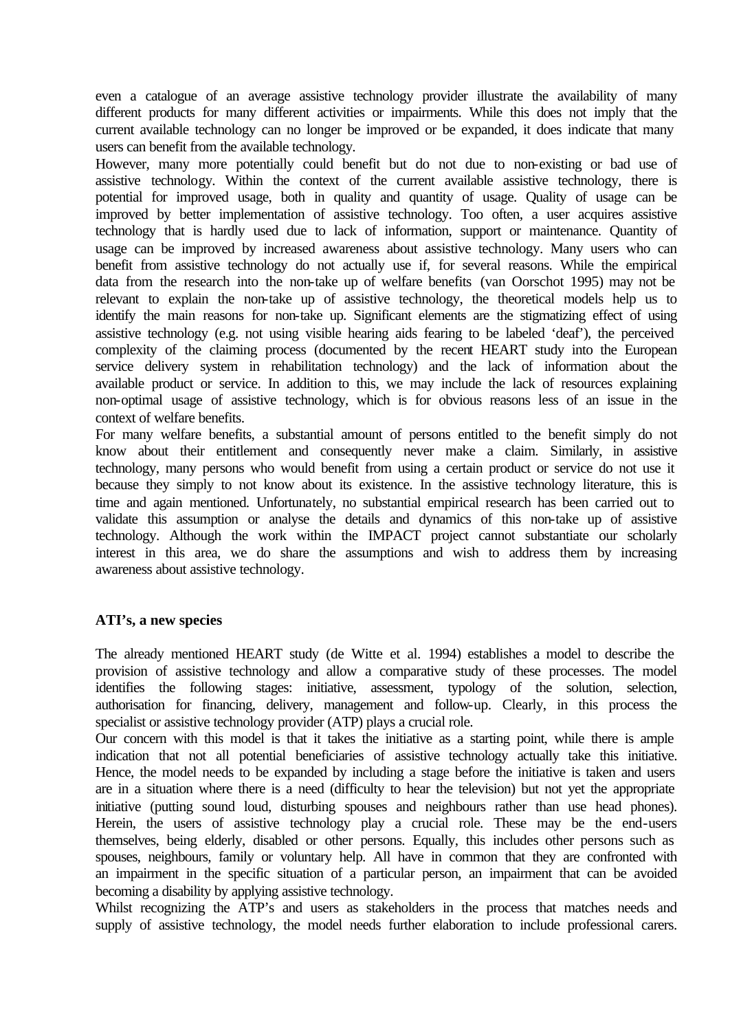even a catalogue of an average assistive technology provider illustrate the availability of many different products for many different activities or impairments. While this does not imply that the current available technology can no longer be improved or be expanded, it does indicate that many users can benefit from the available technology.

However, many more potentially could benefit but do not due to non-existing or bad use of assistive technology. Within the context of the current available assistive technology, there is potential for improved usage, both in quality and quantity of usage. Quality of usage can be improved by better implementation of assistive technology. Too often, a user acquires assistive technology that is hardly used due to lack of information, support or maintenance. Quantity of usage can be improved by increased awareness about assistive technology. Many users who can benefit from assistive technology do not actually use if, for several reasons. While the empirical data from the research into the non-take up of welfare benefits (van Oorschot 1995) may not be relevant to explain the non-take up of assistive technology, the theoretical models help us to identify the main reasons for non-take up. Significant elements are the stigmatizing effect of using assistive technology (e.g. not using visible hearing aids fearing to be labeled 'deaf'), the perceived complexity of the claiming process (documented by the recent HEART study into the European service delivery system in rehabilitation technology) and the lack of information about the available product or service. In addition to this, we may include the lack of resources explaining non-optimal usage of assistive technology, which is for obvious reasons less of an issue in the context of welfare benefits.

For many welfare benefits, a substantial amount of persons entitled to the benefit simply do not know about their entitlement and consequently never make a claim. Similarly, in assistive technology, many persons who would benefit from using a certain product or service do not use it because they simply to not know about its existence. In the assistive technology literature, this is time and again mentioned. Unfortunately, no substantial empirical research has been carried out to validate this assumption or analyse the details and dynamics of this non-take up of assistive technology. Although the work within the IMPACT project cannot substantiate our scholarly interest in this area, we do share the assumptions and wish to address them by increasing awareness about assistive technology.

### ATI's, a new species

The already mentioned HEART study (de Witte et al. 1994) establishes a model to describe the provision of assistive technology and allow a comparative study of these processes. The model identifies the following stages: initiative, assessment, typology of the solution, selection, authorisation for financing, delivery, management and follow-up. Clearly, in this process the specialist or assistive technology provider (ATP) plays a crucial role.

Our concern with this model is that it takes the initiative as a starting point, while there is ample indication that not all potential beneficiaries of assistive technology actually take this initiative. Hence, the model needs to be expanded by including a stage before the initiative is taken and users are in a situation where there is a need (difficulty to hear the television) but not yet the appropriate initiative (putting sound loud, disturbing spouses and neighbours rather than use head phones). Herein, the users of assistive technology play a crucial role. These may be the end-users themselves, being elderly, disabled or other persons. Equally, this includes other persons such as spouses, neighbours, family or voluntary help. All have in common that they are confronted with an impairment in the specific situation of a particular person, an impairment that can be avoided becoming a disability by applying assistive technology.

Whilst recognizing the ATP's and users as stakeholders in the process that matches needs and supply of assistive technology, the model needs further elaboration to include professional carers.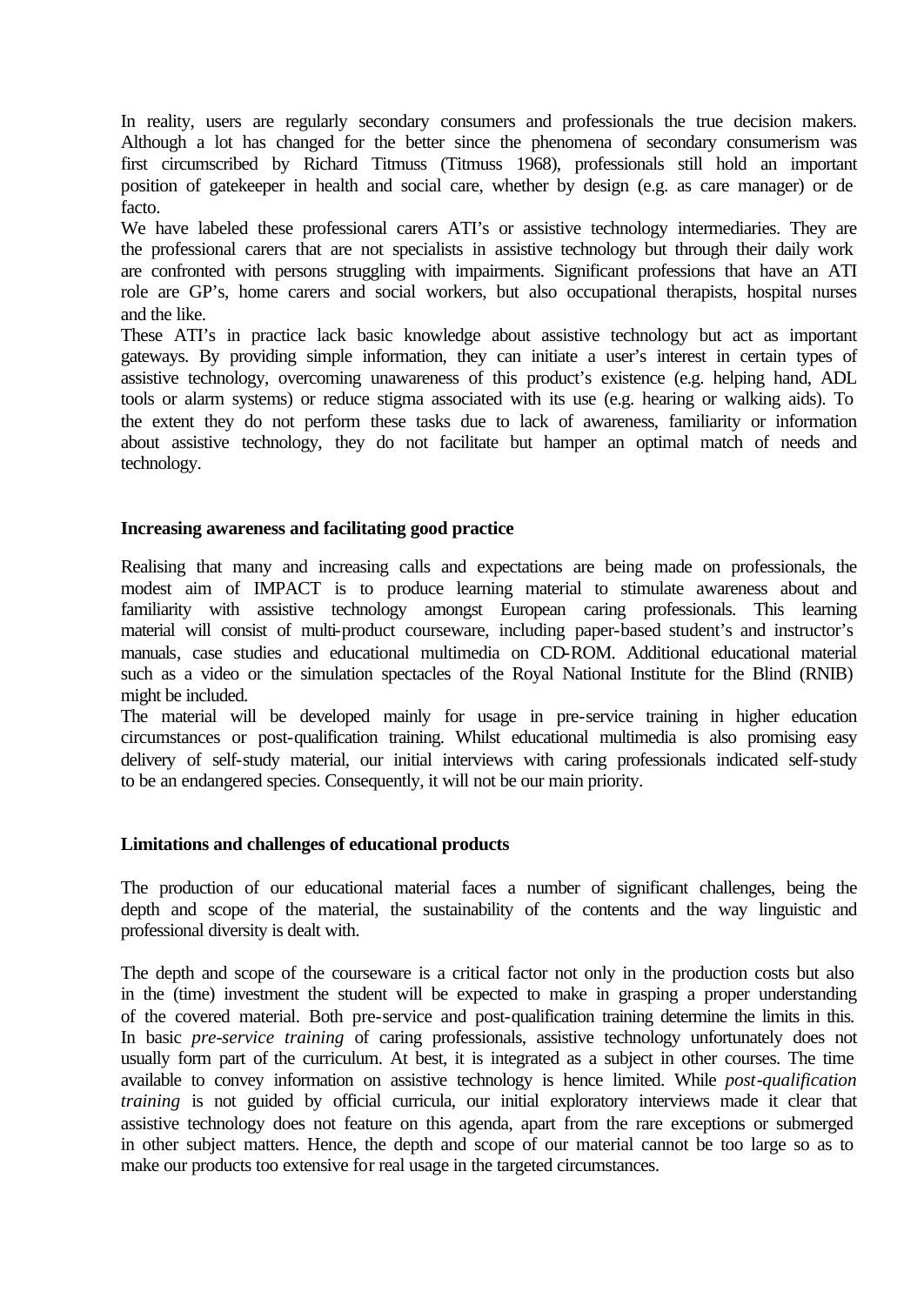In reality, users are regularly secondary consumers and professionals the true decision makers. Although a lot has changed for the better since the phenomena of secondary consumerism was first circumscribed by Richard Titmuss (Titmuss 1968), professionals still hold an important position of gatekeeper in health and social care, whether by design (e.g. as care manager) or de facto.

We have labeled these professional carers ATI's or assistive technology intermediaries. They are the professional carers that are not specialists in assistive technology but through their daily work are confronted with persons struggling with impairments. Significant professions that have an ATI role are GP's, home carers and social workers, but also occupational therapists, hospital nurses and the like.

These ATI's in practice lack basic knowledge about assistive technology but act as important gateways. By providing simple information, they can initiate a user's interest in certain types of assistive technology, overcoming unawareness of this product's existence (e.g. helping hand, ADL tools or alarm systems) or reduce stigma associated with its use (e.g. hearing or walking aids). To the extent they do not perform these tasks due to lack of awareness, familiarity or information about assistive technology, they do not facilitate but hamper an optimal match of needs and technology.

### Increasing awareness and facilitating good practice

Realising that many and increasing calls and expectations are being made on professionals, the modest aim of IMPACT is to produce learning material to stimulate awareness about and familiarity with assistive technology amongst European caring professionals. This learning material will consist of multi-product courseware, including paper-based student's and instructor's manuals, case studies and educational multimedia on CD-ROM. Additional educational material such as a video or the simulation spectacles of the Royal National Institute for the Blind (RNIB) might be included.

The material will be developed mainly for usage in pre-service training in higher education circumstances or post-qualification training. Whilst educational multimedia is also promising easy delivery of self-study material, our initial interviews with caring professionals indicated self-study to be an endangered species. Consequently, it will not be our main priority.

### Limitations and challenges of educational products

The production of our educational material faces a number of significant challenges, being the depth and scope of the material, the sustainability of the contents and the way linguistic and professional diversity is dealt with.

The depth and scope of the courseware is a critical factor not only in the production costs but also in the (time) investment the student will be expected to make in grasping a proper understanding of the covered material. Both pre-service and post-qualification training determine the limits in this. In basic *pre-service training* of caring professionals, assistive technology unfortunately does not usually form part of the curriculum. At best, it is integrated as a subject in other courses. The time available to convey information on assistive technology is hence limited. While *post-qualification training* is not guided by official curricula, our initial exploratory interviews made it clear that assistive technology does not feature on this agenda, apart from the rare exceptions or submerged in other subject matters. Hence, the depth and scope of our material cannot be too large so as to make our products too extensive for real usage in the targeted circumstances.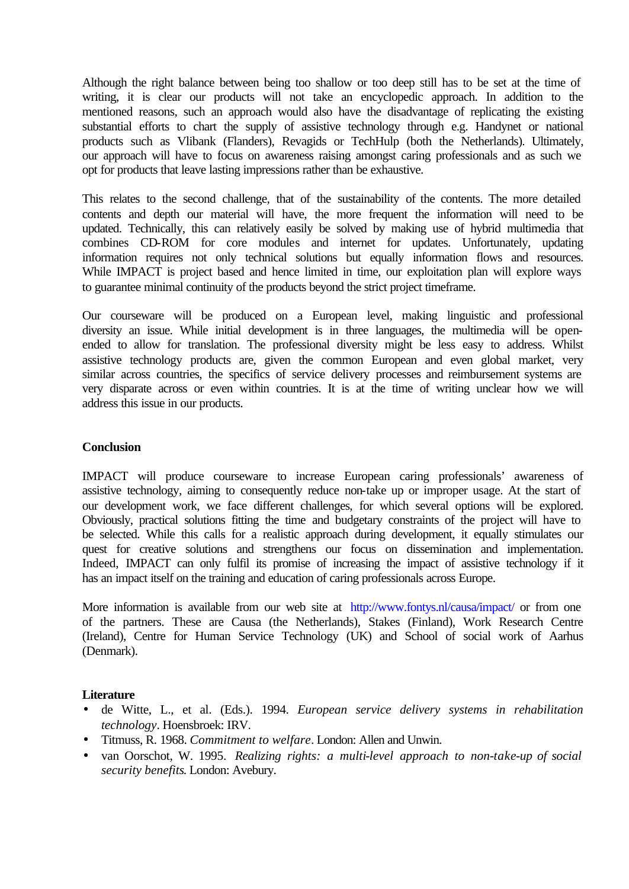Although the right balance between being too shallow or too deep still has to be set at the time of writing, it is clear our products will not take an encyclopedic approach. In addition to the mentioned reasons, such an approach would also have the disadvantage of replicating the existing substantial efforts to chart the supply of assistive technology through e.g. Handynet or national products such as Vlibank (Flanders), Revagids or TechHulp (both the Netherlands). Ultimately, our approach will have to focus on awareness raising amongst caring professionals and as such we opt for products that leave lasting impressions rather than be exhaustive.

This relates to the second challenge, that of the sustainability of the contents. The more detailed contents and depth our material will have, the more frequent the information will need to be updated. Technically, this can relatively easily be solved by making use of hybrid multimedia that combines CD-ROM for core modules and internet for updates. Unfortunately, updating information requires not only technical solutions but equally information flows and resources. While IMPACT is project based and hence limited in time, our exploitation plan will explore ways to guarantee minimal continuity of the products beyond the strict project timeframe.

Our courseware will be produced on a European level, making linguistic and professional diversity an issue. While initial development is in three languages, the multimedia will be open-ended to allow for translation. The professional diversity might be less easy to address. Whilst assistive technology products are, given the common European and even global market, very similar across countries, the specifics of service delivery processes and reimbursement systems are very disparate across or even within countries. It is at the time of writing unclear how we will address this issue in our products.

## Conclusion

IMPACT will produce courseware to increase European caring professionals' awareness of assistive technology, aiming to consequently reduce non-take up or improper usage. At the start of our development work, we face different challenges, for which several options will be explored. Obviously, practical solutions fitting the time and budgetary constraints of the project will have to be selected. While this calls for a realistic approach during development, it equally stimulates our quest for creative solutions and strengthens our focus on dissemination and implementation. Indeed, IMPACT can only fulfil its promise of increasing the impact of assistive technology if it has an impact itself on the training and education of caring professionals across Europe.

More information is available from our web site at http://www.fontys.nl/causa/impact/ or from one of the partners. These are Causa (the Netherlands), Stakes (Finland), Work Research Centre (Ireland), Centre for Human Service Technology (UK) and School of social work of Aarhus (Denmark).

## Literature

- de Witte, L., et al. (Eds.). 1994. *European service delivery systems in rehabilitation technology*. Hoensbroek: IRV.
- Titmuss, R. 1968. *Commitment to welfare*. London: Allen and Unwin.
- van Oorschot, W. 1995. *Realizing rights: a multi-level approach to non-take-up of social security benefits*. London: Avebury.